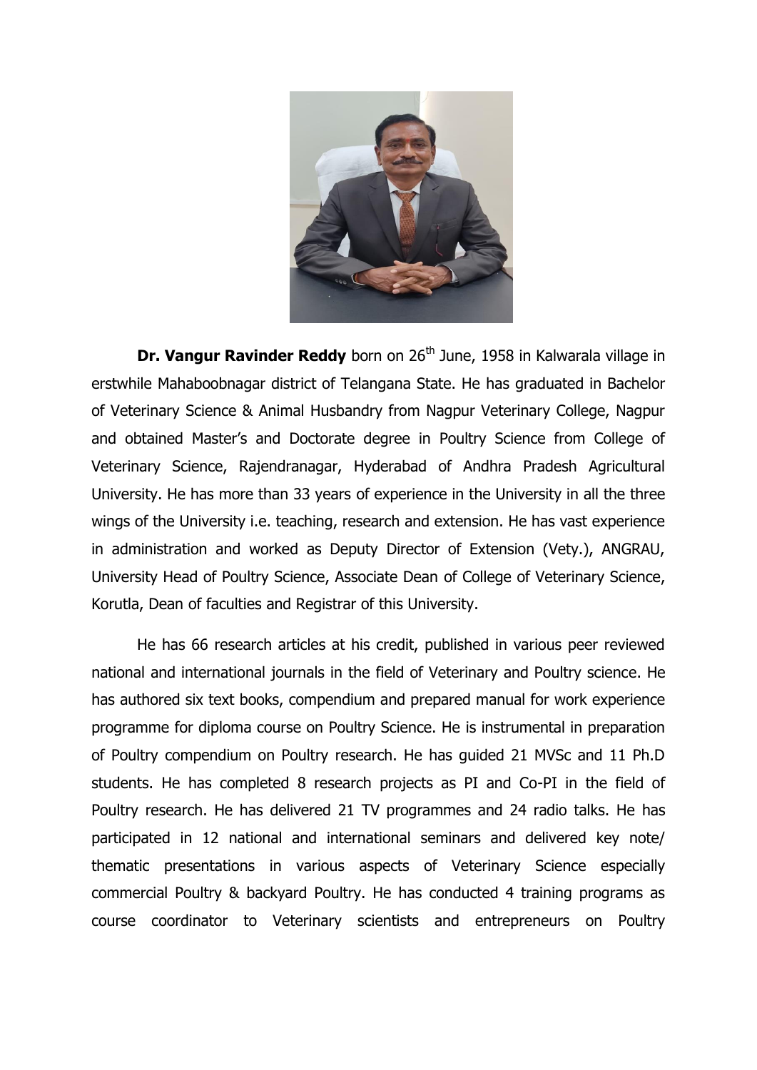**Dr. Vangur Ravinder Reddy** born on 26th June, 1958 in Kalwarala village in erstwhile Mahaboobnagar district of Telangana State. He has graduated in Bachelor of Veterinary Science & Animal Husbandry from Nagpur Veterinary College, Nagpur and obtained Master's and Doctorate degree in Poultry Science from College of Veterinary Science, Rajendranagar, Hyderabad of Andhra Pradesh Agricultural University. He has more than 33 years of experience in the University in all the three wings of the University i.e. teaching, research and extension. He has vast experience in administration and worked as Deputy Director of Extension (Vety.), ANGRAU, University Head of Poultry Science, Associate Dean of College of Veterinary Science, Korutla, Dean of faculties and Registrar of this University.

He has 66 research articles at his credit, published in various peer reviewed national and international journals in the field of Veterinary and Poultry science. He has authored six text books, compendium and prepared manual for work experience programme for diploma course on Poultry Science. He is instrumental in preparation of Poultry compendium on Poultry research. He has guided 21 MVSc and 11 Ph.D students. He has completed 8 research projects as PI and Co-PI in the field of Poultry research. He has delivered 21 TV programmes and 24 radio talks. He has participated in 12 national and international seminars and delivered key note/ thematic presentations in various aspects of Veterinary Science especially commercial Poultry & backyard Poultry. He has conducted 4 training programs as course coordinator to Veterinary scientists and entrepreneurs on Poultry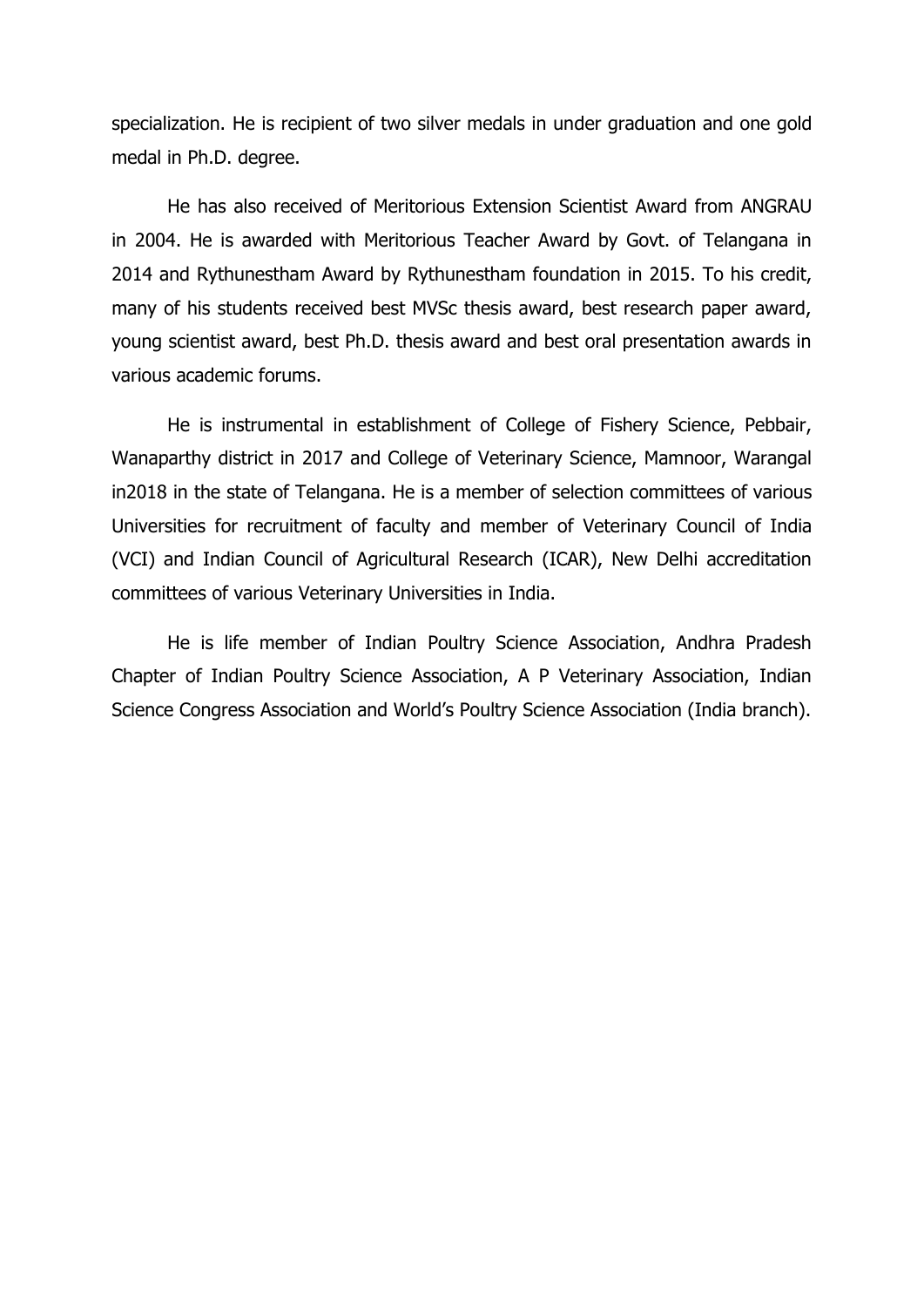specialization. He is recipient of two silver medals in under graduation and one gold medal in Ph.D. degree.

He has also received of Meritorious Extension Scientist Award from ANGRAU in 2004. He is awarded with Meritorious Teacher Award by Govt. of Telangana in 2014 and Rythunestham Award by Rythunestham foundation in 2015. To his credit, many of his students received best MVSc thesis award, best research paper award, young scientist award, best Ph.D. thesis award and best oral presentation awards in various academic forums.

He is instrumental in establishment of College of Fishery Science, Pebbair, Wanaparthy district in 2017 and College of Veterinary Science, Mamnoor, Warangal in2018 in the state of Telangana. He is a member of selection committees of various Universities for recruitment of faculty and member of Veterinary Council of India (VCI) and Indian Council of Agricultural Research (ICAR), New Delhi accreditation committees of various Veterinary Universities in India.

He is life member of Indian Poultry Science Association, Andhra Pradesh Chapter of Indian Poultry Science Association, A P Veterinary Association, Indian Science Congress Association and World's Poultry Science Association (India branch).